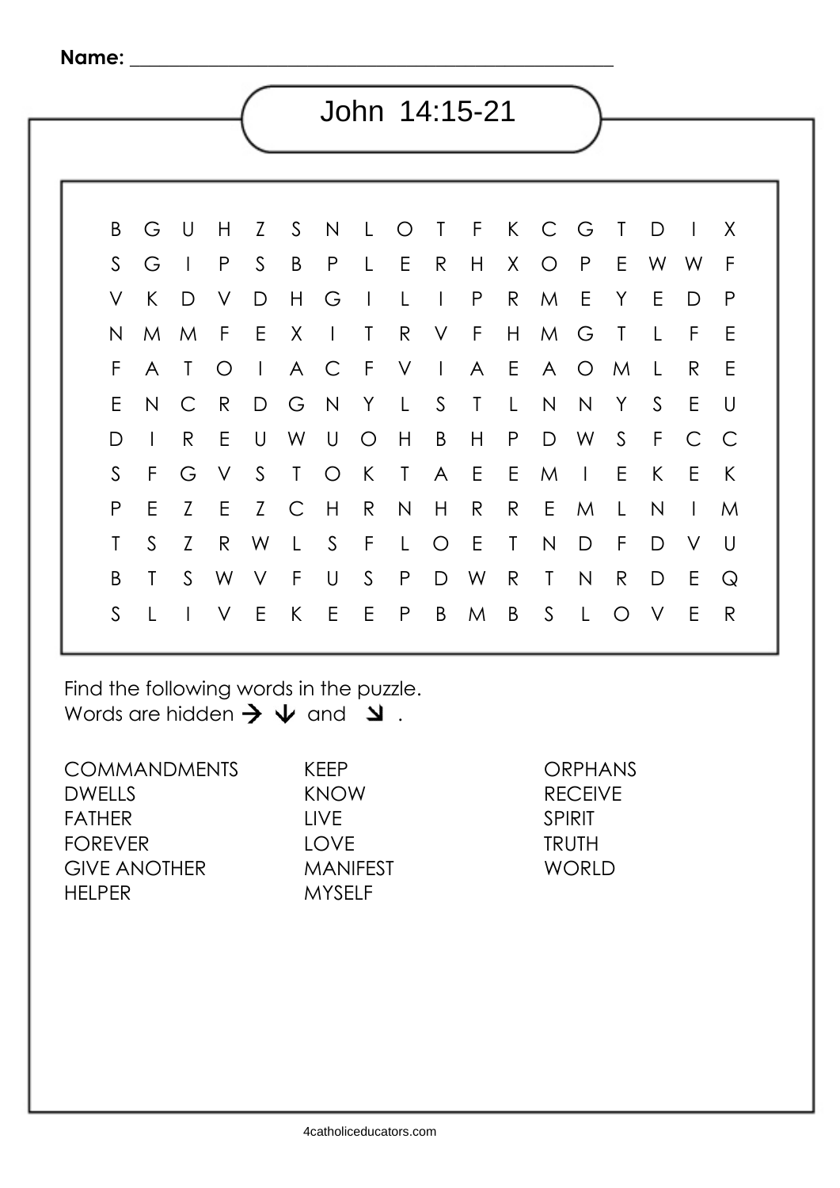Name: ______________________________________________

# John 14:15-21

```
B G U H Z S N L O T F K C G T D I X
S G I P S B P L E R H X O P E W W F
V K D V D H G I L I P R M E Y E D P
N M M F E X I T R V F H M G T L F E
F A T O I A C F V I A E A O M L R E
E N C R D G N Y L S T L N N Y S E U
D I R E U W U O H B H P D W S F C C
S F G V S T O K T A E E M I E K E K
P E Z E Z C H R N H R R E M L N I M
T S Z R W L S F L O E T N D F D V U
B T S W V F U S P D W R T N R D E Q
S L I V E K E E P B M B S L O V E R
```

Find the following words in the puzzle.
Words are hidden → ↓ and ↘ .

| | | |
|---|---|---|
| COMMANDMENTS | KEEP | ORPHANS |
| DWELLS | KNOW | RECEIVE |
| FATHER | LIVE | SPIRIT |
| FOREVER | LOVE | TRUTH |
| GIVE ANOTHER | MANIFEST | WORLD |
| HELPER | MYSELF | |

4catholiceducators.com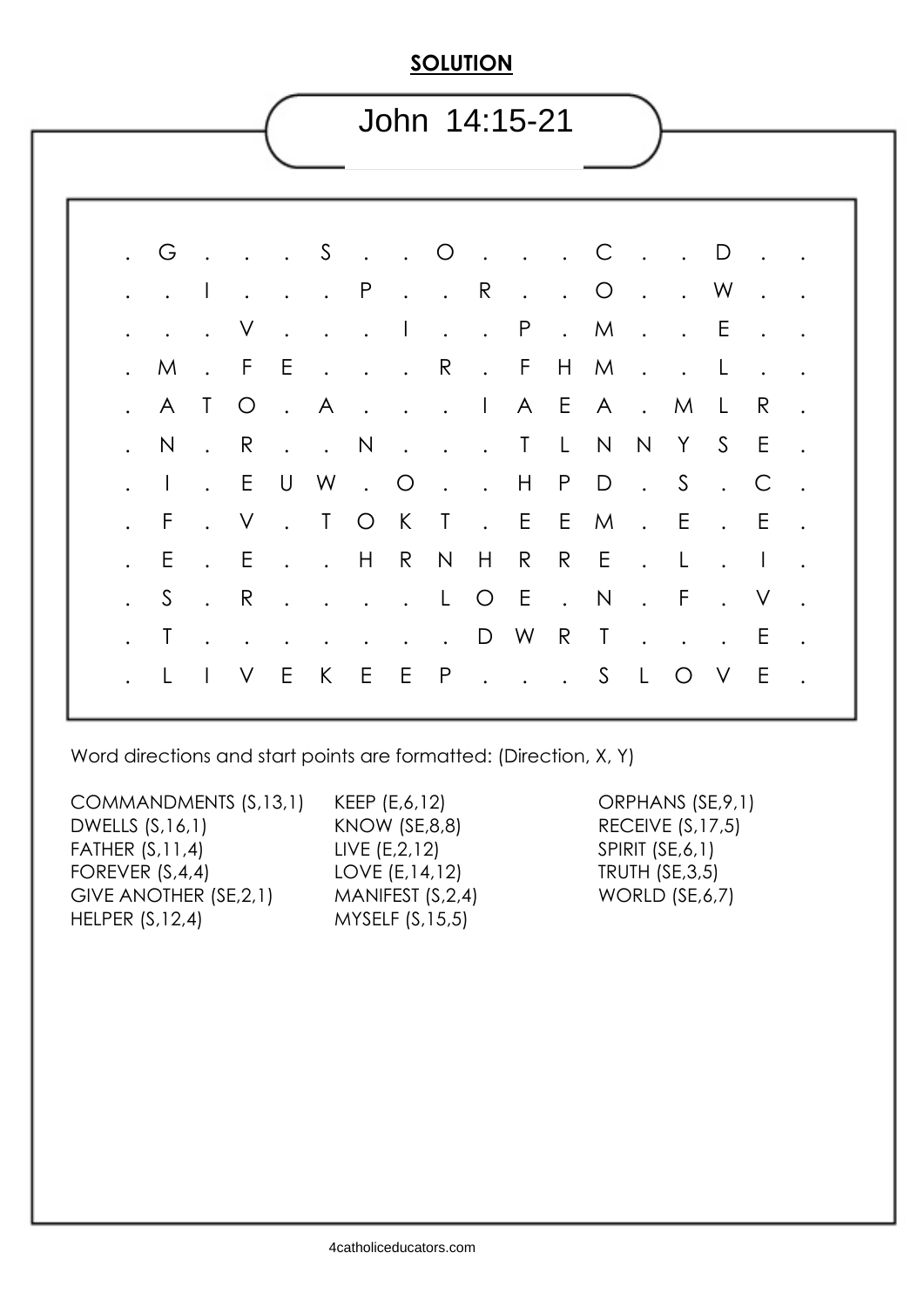**SOLUTION**

# John 14:15-21

| | | | | | | | | | | | | | | | | | | | |
|---|---|---|---|---|---|---|---|---|---|---|---|---|---|---|---|---|---|---|---|
| . | G | . | . | . | S | . | . | O | . | . | . | C | . | . | D | . | . |
| . | . | I | . | . | . | P | . | . | R | . | . | O | . | . | W | . | . |
| . | . | . | V | . | . | . | I | . | . | P | . | M | . | . | E | . | . |
| . | M | . | F | E | . | . | . | R | . | F | H | M | . | . | L | . | . |
| . | A | T | O | . | A | . | . | . | I | A | E | A | . | M | L | R | . |
| . | N | . | R | . | . | N | . | . | . | T | L | N | N | Y | S | E | . |
| . | I | . | E | U | W | . | O | . | . | H | P | D | . | S | . | C | . |
| . | F | . | V | . | T | O | K | T | . | E | E | M | . | E | . | E | . |
| . | E | . | E | . | . | H | R | N | H | R | R | E | . | L | . | I | . |
| . | S | . | R | . | . | . | . | L | O | E | . | N | . | F | . | V | . |
| . | T | . | . | . | . | . | . | . | D | W | R | T | . | . | . | E | . |
| . | L | I | V | E | K | E | E | P | . | . | . | S | L | O | V | E | . |

Word directions and start points are formatted: (Direction, X, Y)

COMMANDMENTS (S,13,1)
DWELLS (S,16,1)
FATHER (S,11,4)
FOREVER (S,4,4)
GIVE ANOTHER (SE,2,1)
HELPER (S,12,4)
KEEP (E,6,12)
KNOW (SE,8,8)
LIVE (E,2,12)
LOVE (E,14,12)
MANIFEST (S,2,4)
MYSELF (S,15,5)
ORPHANS (SE,9,1)
RECEIVE (S,17,5)
SPIRIT (SE,6,1)
TRUTH (SE,3,5)
WORLD (SE,6,7)

4catholiceducators.com